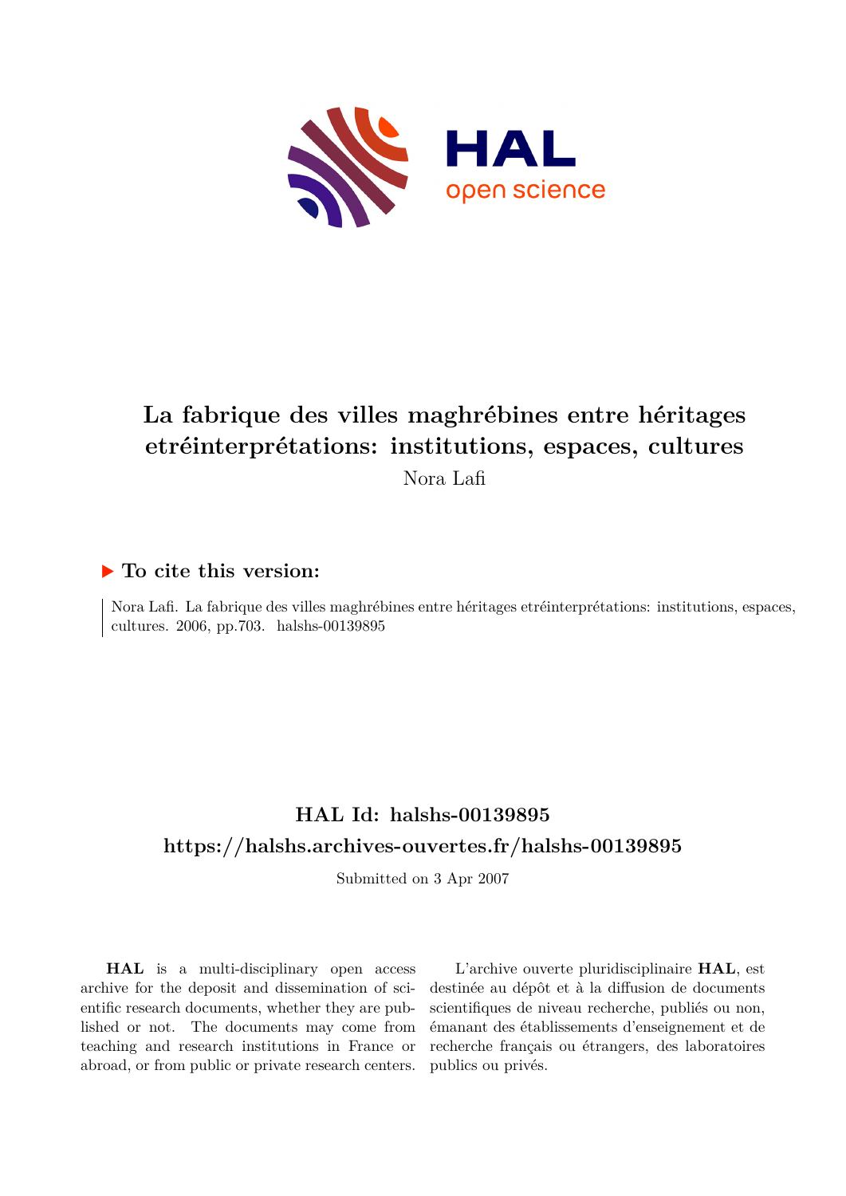# La fabrique des villes maghrébines entre héritages etréinterprétations: institutions, espaces, cultures

Nora Lafi

## ▶ To cite this version:

Nora Lafi. La fabrique des villes maghrébines entre héritages etréinterprétations: institutions, espaces, cultures. 2006, pp.703. halshs-00139895

## HAL Id: halshs-00139895

## https://halshs.archives-ouvertes.fr/halshs-00139895

Submitted on 3 Apr 2007

**HAL** is a multi-disciplinary open access archive for the deposit and dissemination of scientific research documents, whether they are published or not. The documents may come from teaching and research institutions in France or abroad, or from public or private research centers.

L'archive ouverte pluridisciplinaire **HAL**, est destinée au dépôt et à la diffusion de documents scientifiques de niveau recherche, publiés ou non, émanant des établissements d'enseignement et de recherche français ou étrangers, des laboratoires publics ou privés.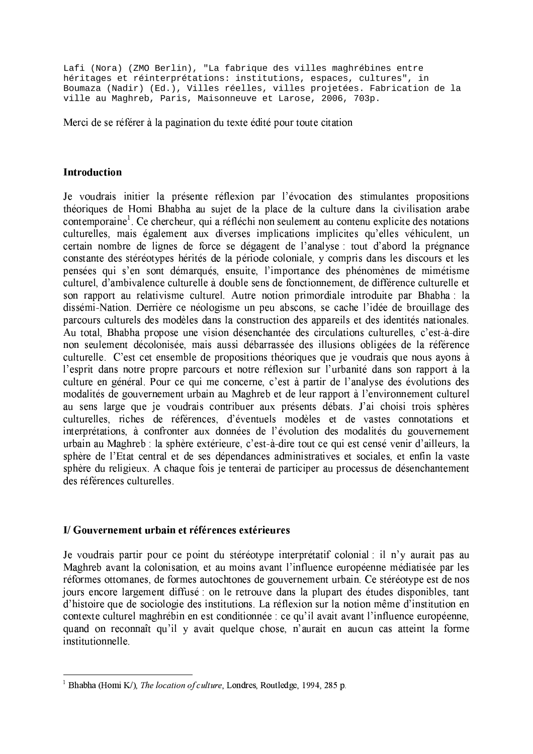Lafi (Nora) (ZMO Berlin), "La fabrique des villes maghrébines entre héritages et réinterprétations: institutions, espaces, cultures", in Boumaza (Nadir) (Ed.), Villes réelles, villes projetées. Fabrication de la ville au Maghreb, Paris, Maisonneuve et Larose, 2006, 703p.

Merci de se référer à la pagination du texte édité pour toute citation

## Introduction

Je voudrais initier la présente réflexion par l'évocation des stimulantes propositions théoriques de Homi Bhabha au sujet de la place de la culture dans la civilisation arabe contemporaine[1]. Ce chercheur, qui a réfléchi non seulement au contenu explicite des notations culturelles, mais également aux diverses implications implicites qu'elles véhiculent, un certain nombre de lignes de force se dégagent de l'analyse : tout d'abord la prégnance constante des stéréotypes hérités de la période coloniale, y compris dans les discours et les pensées qui s'en sont démarqués, ensuite, l'importance des phénomènes de mimétisme culturel, d'ambivalence culturelle à double sens de fonctionnement, de différence culturelle et son rapport au relativisme culturel. Autre notion primordiale introduite par Bhabha : la dissémi-Nation. Derrière ce néologisme un peu abscons, se cache l'idée de brouillage des parcours culturels des modèles dans la construction des appareils et des identités nationales. Au total, Bhabha propose une vision désenchantée des circulations culturelles, c'est-à-dire non seulement décolonisée, mais aussi débarrassée des illusions obligées de la référence culturelle. C'est cet ensemble de propositions théoriques que je voudrais que nous ayons à l'esprit dans notre propre parcours et notre réflexion sur l'urbanité dans son rapport à la culture en général. Pour ce qui me concerne, c'est à partir de l'analyse des évolutions des modalités de gouvernement urbain au Maghreb et de leur rapport à l'environnement culturel au sens large que je voudrais contribuer aux présents débats. J'ai choisi trois sphères culturelles, riches de références, d'éventuels modèles et de vastes connotations et interprétations, à confronter aux données de l'évolution des modalités du gouvernement urbain au Maghreb : la sphère extérieure, c'est-à-dire tout ce qui est censé venir d'ailleurs, la sphère de l'Etat central et de ses dépendances administratives et sociales, et enfin la vaste sphère du religieux. A chaque fois je tenterai de participer au processus de désenchantement des références culturelles.

## I/ Gouvernement urbain et références extérieures

Je voudrais partir pour ce point du stéréotype interprétatif colonial : il n'y aurait pas au Maghreb avant la colonisation, et au moins avant l'influence européenne médiatisée par les réformes ottomanes, de formes autochtones de gouvernement urbain. Ce stéréotype est de nos jours encore largement diffusé : on le retrouve dans la plupart des études disponibles, tant d'histoire que de sociologie des institutions. La réflexion sur la notion même d'institution en contexte culturel maghrébin en est conditionnée : ce qu'il avait avant l'influence européenne, quand on reconnaît qu'il y avait quelque chose, n'aurait en aucun cas atteint la forme institutionnelle.

---

[1] Bhabha (Homi K/), *The location of culture*, Londres, Routledge, 1994, 285 p.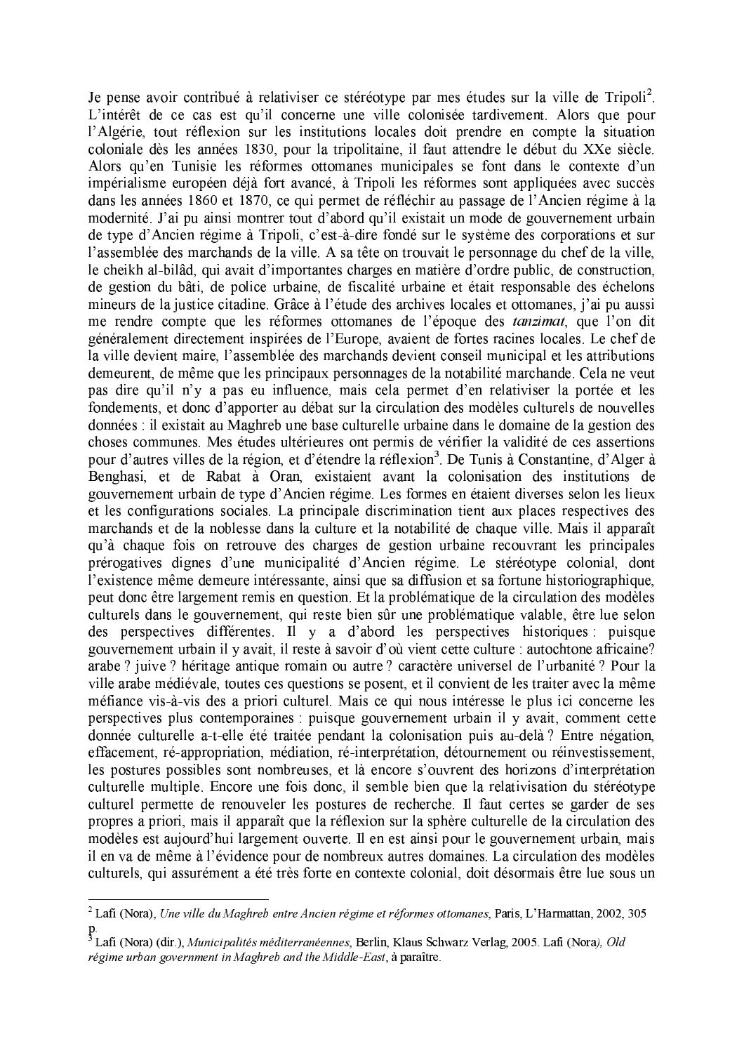Je pense avoir contribué à relativiser ce stéréotype par mes études sur la ville de Tripoli[2]. L'intérêt de ce cas est qu'il concerne une ville colonisée tardivement. Alors que pour l'Algérie, tout réflexion sur les institutions locales doit prendre en compte la situation coloniale dès les années 1830, pour la tripolitaine, il faut attendre le début du XXe siècle. Alors qu'en Tunisie les réformes ottomanes municipales se font dans le contexte d'un impérialisme européen déjà fort avancé, à Tripoli les réformes sont appliquées avec succès dans les années 1860 et 1870, ce qui permet de réfléchir au passage de l'Ancien régime à la modernité. J'ai pu ainsi montrer tout d'abord qu'il existait un mode de gouvernement urbain de type d'Ancien régime à Tripoli, c'est-à-dire fondé sur le système des corporations et sur l'assemblée des marchands de la ville. A sa tête on trouvait le personnage du chef de la ville, le cheikh al-bilâd, qui avait d'importantes charges en matière d'ordre public, de construction, de gestion du bâti, de police urbaine, de fiscalité urbaine et était responsable des échelons mineurs de la justice citadine. Grâce à l'étude des archives locales et ottomanes, j'ai pu aussi me rendre compte que les réformes ottomanes de l'époque des *tanzimat*, que l'on dit généralement directement inspirées de l'Europe, avaient de fortes racines locales. Le chef de la ville devient maire, l'assemblée des marchands devient conseil municipal et les attributions demeurent, de même que les principaux personnages de la notabilité marchande. Cela ne veut pas dire qu'il n'y a pas eu influence, mais cela permet d'en relativiser la portée et les fondements, et donc d'apporter au débat sur la circulation des modèles culturels de nouvelles données : il existait au Maghreb une base culturelle urbaine dans le domaine de la gestion des choses communes. Mes études ultérieures ont permis de vérifier la validité de ces assertions pour d'autres villes de la région, et d'étendre la réflexion[3]. De Tunis à Constantine, d'Alger à Benghasi, et de Rabat à Oran, existaient avant la colonisation des institutions de gouvernement urbain de type d'Ancien régime. Les formes en étaient diverses selon les lieux et les configurations sociales. La principale discrimination tient aux places respectives des marchands et de la noblesse dans la culture et la notabilité de chaque ville. Mais il apparaît qu'à chaque fois on retrouve des charges de gestion urbaine recouvrant les principales prérogatives dignes d'une municipalité d'Ancien régime. Le stéréotype colonial, dont l'existence même demeure intéressante, ainsi que sa diffusion et sa fortune historiographique, peut donc être largement remis en question. Et la problématique de la circulation des modèles culturels dans le gouvernement, qui reste bien sûr une problématique valable, être lue selon des perspectives différentes. Il y a d'abord les perspectives historiques : puisque gouvernement urbain il y avait, il reste à savoir d'où vient cette culture : autochtone africaine? arabe ? juive ? héritage antique romain ou autre ? caractère universel de l'urbanité ? Pour la ville arabe médiévale, toutes ces questions se posent, et il convient de les traiter avec la même méfiance vis-à-vis des a priori culturel. Mais ce qui nous intéresse le plus ici concerne les perspectives plus contemporaines : puisque gouvernement urbain il y avait, comment cette donnée culturelle a-t-elle été traitée pendant la colonisation puis au-delà ? Entre négation, effacement, ré-appropriation, médiation, ré-interprétation, détournement ou réinvestissement, les postures possibles sont nombreuses, et là encore s'ouvrent des horizons d'interprétation culturelle multiple. Encore une fois donc, il semble bien que la relativisation du stéréotype culturel permette de renouveler les postures de recherche. Il faut certes se garder de ses propres a priori, mais il apparaît que la réflexion sur la sphère culturelle de la circulation des modèles est aujourd'hui largement ouverte. Il en est ainsi pour le gouvernement urbain, mais il en va de même à l'évidence pour de nombreux autres domaines. La circulation des modèles culturels, qui assurément a été très forte en contexte colonial, doit désormais être lue sous un

---

[2] Lafi (Nora), *Une ville du Maghreb entre Ancien régime et réformes ottomanes*, Paris, L'Harmattan, 2002, 305 p.

[3] Lafi (Nora) (dir.), *Municipalités méditerranéennes*, Berlin, Klaus Schwarz Verlag, 2005. Lafi (Nora*), Old régime urban government in Maghreb and the Middle-East*, à paraître.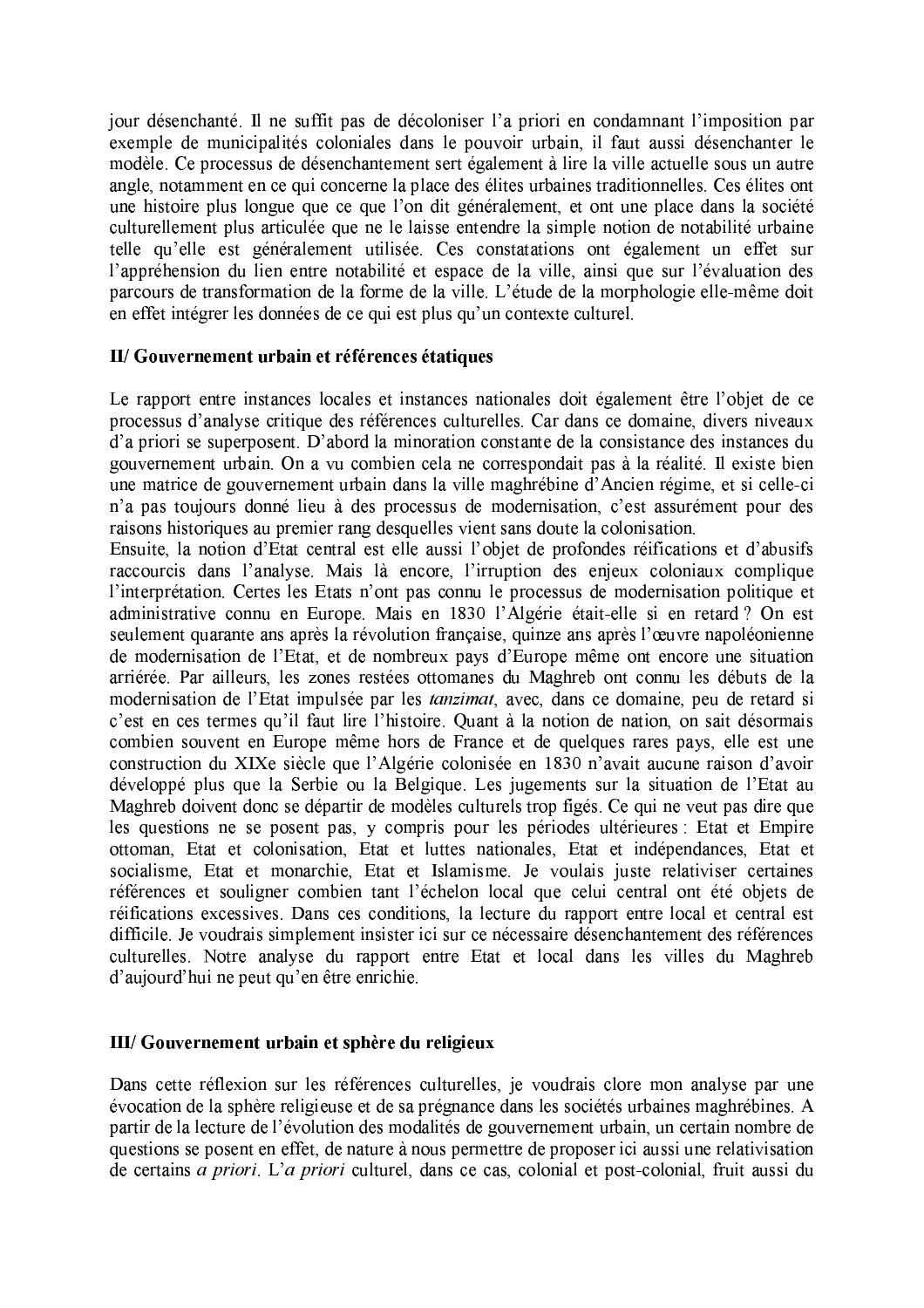jour désenchanté. Il ne suffit pas de décoloniser l'a priori en condamnant l'imposition par exemple de municipalités coloniales dans le pouvoir urbain, il faut aussi désenchanter le modèle. Ce processus de désenchantement sert également à lire la ville actuelle sous un autre angle, notamment en ce qui concerne la place des élites urbaines traditionnelles. Ces élites ont une histoire plus longue que ce que l'on dit généralement, et ont une place dans la société culturellement plus articulée que ne le laisse entendre la simple notion de notabilité urbaine telle qu'elle est généralement utilisée. Ces constatations ont également un effet sur l'appréhension du lien entre notabilité et espace de la ville, ainsi que sur l'évaluation des parcours de transformation de la forme de la ville. L'étude de la morphologie elle-même doit en effet intégrer les données de ce qui est plus qu'un contexte culturel.

## II/ Gouvernement urbain et références étatiques

Le rapport entre instances locales et instances nationales doit également être l'objet de ce processus d'analyse critique des références culturelles. Car dans ce domaine, divers niveaux d'a priori se superposent. D'abord la minoration constante de la consistance des instances du gouvernement urbain. On a vu combien cela ne correspondait pas à la réalité. Il existe bien une matrice de gouvernement urbain dans la ville maghrébine d'Ancien régime, et si celle-ci n'a pas toujours donné lieu à des processus de modernisation, c'est assurément pour des raisons historiques au premier rang desquelles vient sans doute la colonisation.

Ensuite, la notion d'Etat central est elle aussi l'objet de profondes réifications et d'abusifs raccourcis dans l'analyse. Mais là encore, l'irruption des enjeux coloniaux complique l'interprétation. Certes les Etats n'ont pas connu le processus de modernisation politique et administrative connu en Europe. Mais en 1830 l'Algérie était-elle si en retard ? On est seulement quarante ans après la révolution française, quinze ans après l'œuvre napoléonienne de modernisation de l'Etat, et de nombreux pays d'Europe même ont encore une situation arriérée. Par ailleurs, les zones restées ottomanes du Maghreb ont connu les débuts de la modernisation de l'Etat impulsée par les *tanzimat*, avec, dans ce domaine, peu de retard si c'est en ces termes qu'il faut lire l'histoire. Quant à la notion de nation, on sait désormais combien souvent en Europe même hors de France et de quelques rares pays, elle est une construction du XIXe siècle que l'Algérie colonisée en 1830 n'avait aucune raison d'avoir développé plus que la Serbie ou la Belgique. Les jugements sur la situation de l'Etat au Maghreb doivent donc se départir de modèles culturels trop figés. Ce qui ne veut pas dire que les questions ne se posent pas, y compris pour les périodes ultérieures : Etat et Empire ottoman, Etat et colonisation, Etat et luttes nationales, Etat et indépendances, Etat et socialisme, Etat et monarchie, Etat et Islamisme. Je voulais juste relativiser certaines références et souligner combien tant l'échelon local que celui central ont été objets de réifications excessives. Dans ces conditions, la lecture du rapport entre local et central est difficile. Je voudrais simplement insister ici sur ce nécessaire désenchantement des références culturelles. Notre analyse du rapport entre Etat et local dans les villes du Maghreb d'aujourd'hui ne peut qu'en être enrichie.

## III/ Gouvernement urbain et sphère du religieux

Dans cette réflexion sur les références culturelles, je voudrais clore mon analyse par une évocation de la sphère religieuse et de sa prégnance dans les sociétés urbaines maghrébines. A partir de la lecture de l'évolution des modalités de gouvernement urbain, un certain nombre de questions se posent en effet, de nature à nous permettre de proposer ici aussi une relativisation de certains *a priori*. L'*a priori* culturel, dans ce cas, colonial et post-colonial, fruit aussi du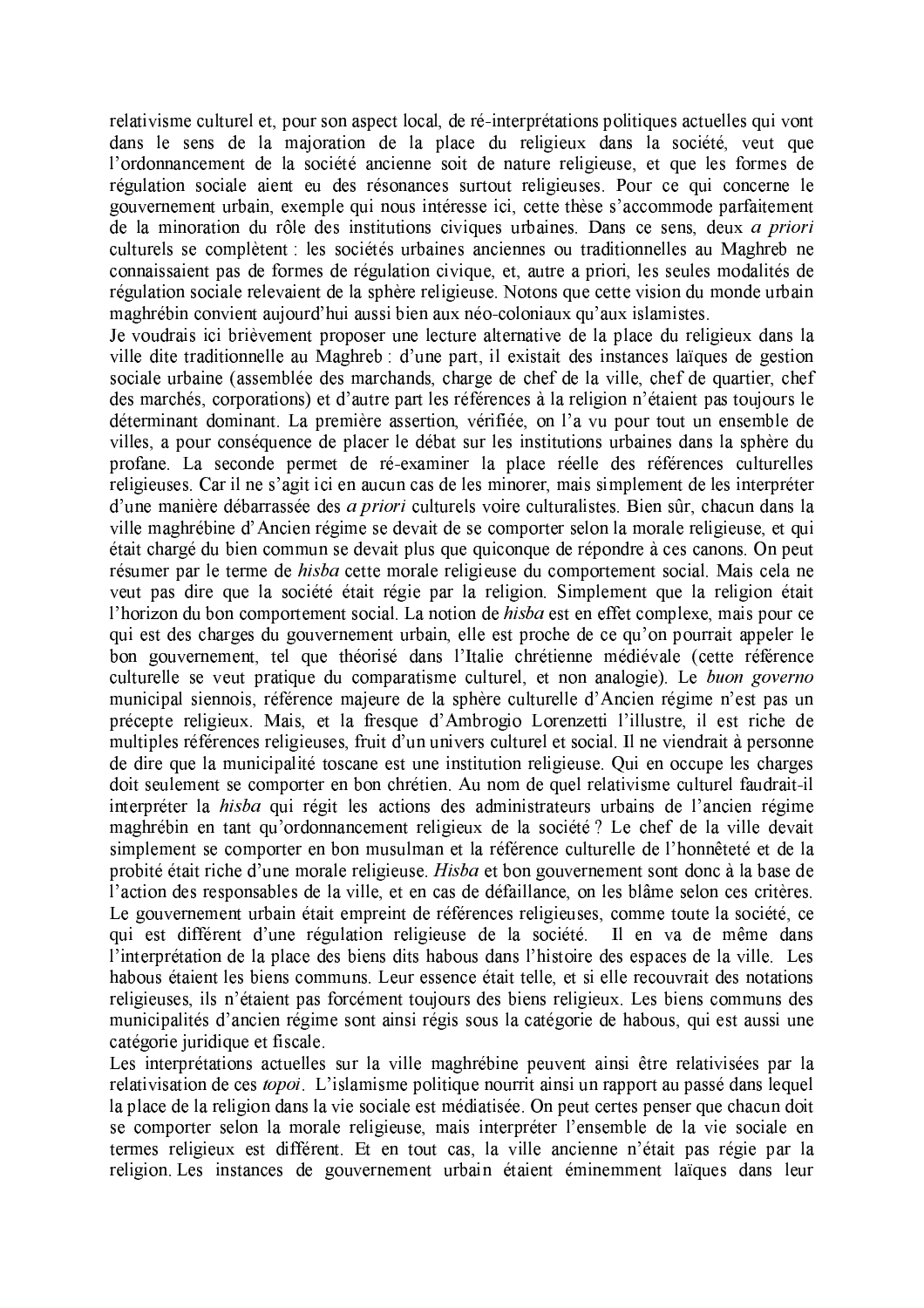relativisme culturel et, pour son aspect local, de ré-interprétations politiques actuelles qui vont dans le sens de la majoration de la place du religieux dans la société, veut que l'ordonnancement de la société ancienne soit de nature religieuse, et que les formes de régulation sociale aient eu des résonances surtout religieuses. Pour ce qui concerne le gouvernement urbain, exemple qui nous intéresse ici, cette thèse s'accommode parfaitement de la minoration du rôle des institutions civiques urbaines. Dans ce sens, deux *a priori* culturels se complètent : les sociétés urbaines anciennes ou traditionnelles au Maghreb ne connaissaient pas de formes de régulation civique, et, autre a priori, les seules modalités de régulation sociale relevaient de la sphère religieuse. Notons que cette vision du monde urbain maghrébin convient aujourd'hui aussi bien aux néo-coloniaux qu'aux islamistes.

Je voudrais ici brièvement proposer une lecture alternative de la place du religieux dans la ville dite traditionnelle au Maghreb : d'une part, il existait des instances laïques de gestion sociale urbaine (assemblée des marchands, charge de chef de la ville, chef de quartier, chef des marchés, corporations) et d'autre part les références à la religion n'étaient pas toujours le déterminant dominant. La première assertion, vérifiée, on l'a vu pour tout un ensemble de villes, a pour conséquence de placer le débat sur les institutions urbaines dans la sphère du profane. La seconde permet de ré-examiner la place réelle des références culturelles religieuses. Car il ne s'agit ici en aucun cas de les minorer, mais simplement de les interpréter d'une manière débarrassée des *a priori* culturels voire culturalistes. Bien sûr, chacun dans la ville maghrébine d'Ancien régime se devait de se comporter selon la morale religieuse, et qui était chargé du bien commun se devait plus que quiconque de répondre à ces canons. On peut résumer par le terme de *hisba* cette morale religieuse du comportement social. Mais cela ne veut pas dire que la société était régie par la religion. Simplement que la religion était l'horizon du bon comportement social. La notion de *hisba* est en effet complexe, mais pour ce qui est des charges du gouvernement urbain, elle est proche de ce qu'on pourrait appeler le bon gouvernement, tel que théorisé dans l'Italie chrétienne médiévale (cette référence culturelle se veut pratique du comparatisme culturel, et non analogie). Le *buon governo* municipal siennois, référence majeure de la sphère culturelle d'Ancien régime n'est pas un précepte religieux. Mais, et la fresque d'Ambrogio Lorenzetti l'illustre, il est riche de multiples références religieuses, fruit d'un univers culturel et social. Il ne viendrait à personne de dire que la municipalité toscane est une institution religieuse. Qui en occupe les charges doit seulement se comporter en bon chrétien. Au nom de quel relativisme culturel faudrait-il interpréter la *hisba* qui régit les actions des administrateurs urbains de l'ancien régime maghrébin en tant qu'ordonnancement religieux de la société ? Le chef de la ville devait simplement se comporter en bon musulman et la référence culturelle de l'honnêteté et de la probité était riche d'une morale religieuse. *Hisba* et bon gouvernement sont donc à la base de l'action des responsables de la ville, et en cas de défaillance, on les blâme selon ces critères. Le gouvernement urbain était empreint de références religieuses, comme toute la société, ce qui est différent d'une régulation religieuse de la société. Il en va de même dans l'interprétation de la place des biens dits habous dans l'histoire des espaces de la ville. Les habous étaient les biens communs. Leur essence était telle, et si elle recouvrait des notations religieuses, ils n'étaient pas forcément toujours des biens religieux. Les biens communs des municipalités d'ancien régime sont ainsi régis sous la catégorie de habous, qui est aussi une catégorie juridique et fiscale.

Les interprétations actuelles sur la ville maghrébine peuvent ainsi être relativisées par la relativisation de ces *topoi*. L'islamisme politique nourrit ainsi un rapport au passé dans lequel la place de la religion dans la vie sociale est médiatisée. On peut certes penser que chacun doit se comporter selon la morale religieuse, mais interpréter l'ensemble de la vie sociale en termes religieux est différent. Et en tout cas, la ville ancienne n'était pas régie par la religion. Les instances de gouvernement urbain étaient éminemment laïques dans leur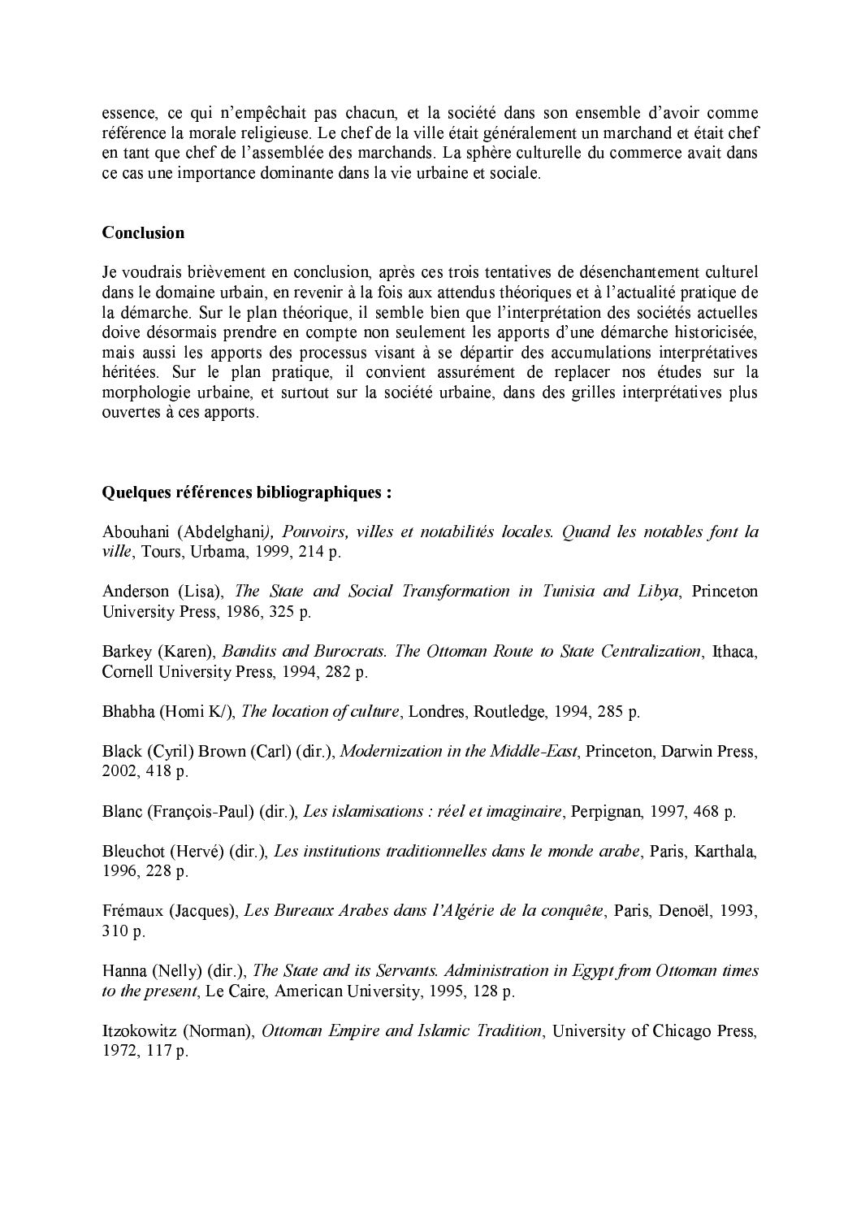essence, ce qui n'empêchait pas chacun, et la société dans son ensemble d'avoir comme référence la morale religieuse. Le chef de la ville était généralement un marchand et était chef en tant que chef de l'assemblée des marchands. La sphère culturelle du commerce avait dans ce cas une importance dominante dans la vie urbaine et sociale.

**Conclusion**

Je voudrais brièvement en conclusion, après ces trois tentatives de désenchantement culturel dans le domaine urbain, en revenir à la fois aux attendus théoriques et à l'actualité pratique de la démarche. Sur le plan théorique, il semble bien que l'interprétation des sociétés actuelles doive désormais prendre en compte non seulement les apports d'une démarche historicisée, mais aussi les apports des processus visant à se départir des accumulations interprétatives héritées. Sur le plan pratique, il convient assurément de replacer nos études sur la morphologie urbaine, et surtout sur la société urbaine, dans des grilles interprétatives plus ouvertes à ces apports.

**Quelques références bibliographiques :**

Abouhani (Abdelghani*), Pouvoirs, villes et notabilités locales. Quand les notables font la ville*, Tours, Urbama, 1999, 214 p.

Anderson (Lisa), *The State and Social Transformation in Tunisia and Libya*, Princeton University Press, 1986, 325 p.

Barkey (Karen), *Bandits and Burocrats. The Ottoman Route to State Centralization*, Ithaca, Cornell University Press, 1994, 282 p.

Bhabha (Homi K/), *The location of culture*, Londres, Routledge, 1994, 285 p.

Black (Cyril) Brown (Carl) (dir.), *Modernization in the Middle-East*, Princeton, Darwin Press, 2002, 418 p.

Blanc (François-Paul) (dir.), *Les islamisations : réel et imaginaire*, Perpignan, 1997, 468 p.

Bleuchot (Hervé) (dir.), *Les institutions traditionnelles dans le monde arabe*, Paris, Karthala, 1996, 228 p.

Frémaux (Jacques), *Les Bureaux Arabes dans l'Algérie de la conquête*, Paris, Denoël, 1993, 310 p.

Hanna (Nelly) (dir.), *The State and its Servants. Administration in Egypt from Ottoman times to the present*, Le Caire, American University, 1995, 128 p.

Itzokowitz (Norman), *Ottoman Empire and Islamic Tradition*, University of Chicago Press, 1972, 117 p.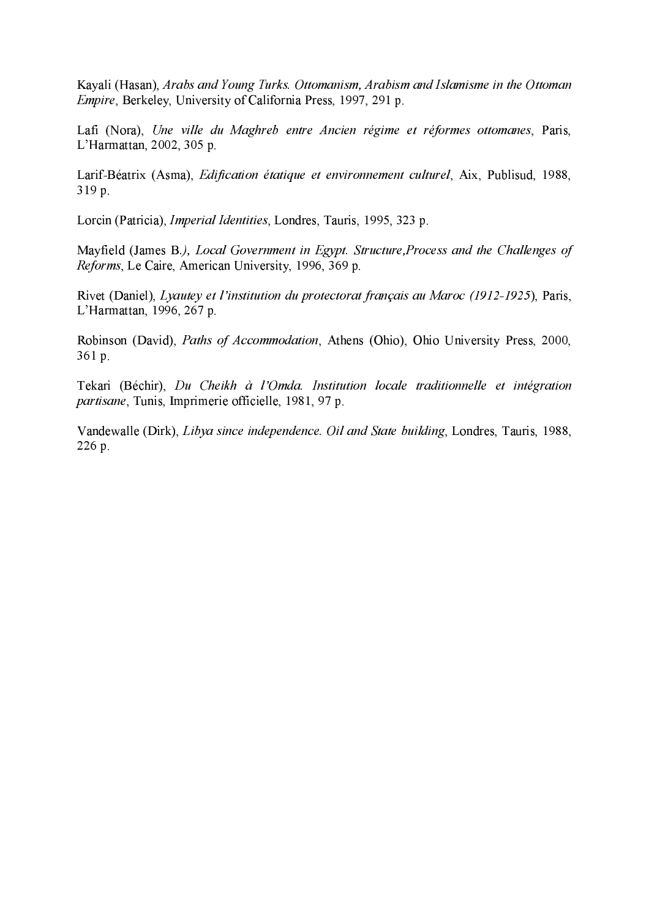Kayali (Hasan), *Arabs and Young Turks. Ottomanism, Arabism and Islamisme in the Ottoman Empire*, Berkeley, University of California Press, 1997, 291 p.

Lafi (Nora), *Une ville du Maghreb entre Ancien régime et réformes ottomanes*, Paris, L'Harmattan, 2002, 305 p.

Larif-Béatrix (Asma), *Edification étatique et environnement culturel*, Aix, Publisud, 1988, 319 p.

Lorcin (Patricia), *Imperial Identities*, Londres, Tauris, 1995, 323 p.

Mayfield (James B.*), Local Government in Egypt. Structure,Process and the Challenges of Reforms*, Le Caire, American University, 1996, 369 p.

Rivet (Daniel), *Lyautey et l'institution du protectorat français au Maroc (1912-1925*), Paris, L'Harmattan, 1996, 267 p.

Robinson (David), *Paths of Accommodation*, Athens (Ohio), Ohio University Press, 2000, 361 p.

Tekari (Béchir), *Du Cheikh à l'Omda. Institution locale traditionnelle et intégration partisane*, Tunis, Imprimerie officielle, 1981, 97 p.

Vandewalle (Dirk), *Libya since independence. Oil and State building*, Londres, Tauris, 1988, 226 p.